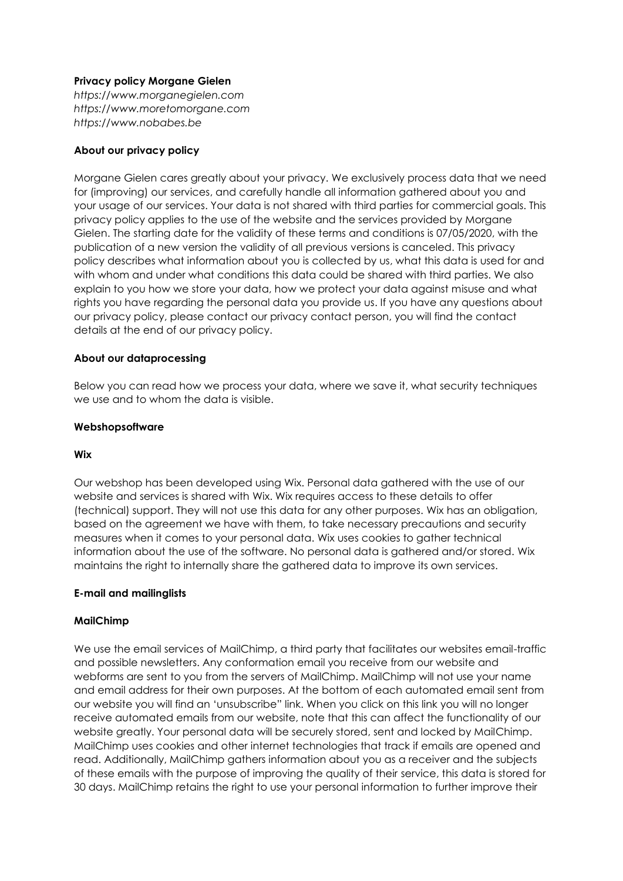**Privacy policy Morgane Gielen**

*https://www.morganegielen.com*
*https://www.moretomorgane.com*
*https://www.nobabes.be*

**About our privacy policy**

Morgane Gielen cares greatly about your privacy. We exclusively process data that we need for (improving) our services, and carefully handle all information gathered about you and your usage of our services. Your data is not shared with third parties for commercial goals. This privacy policy applies to the use of the website and the services provided by Morgane Gielen. The starting date for the validity of these terms and conditions is 07/05/2020, with the publication of a new version the validity of all previous versions is canceled. This privacy policy describes what information about you is collected by us, what this data is used for and with whom and under what conditions this data could be shared with third parties. We also explain to you how we store your data, how we protect your data against misuse and what rights you have regarding the personal data you provide us. If you have any questions about our privacy policy, please contact our privacy contact person, you will find the contact details at the end of our privacy policy.

**About our dataprocessing**

Below you can read how we process your data, where we save it, what security techniques we use and to whom the data is visible.

**Webshopsoftware**

**Wix**

Our webshop has been developed using Wix. Personal data gathered with the use of our website and services is shared with Wix. Wix requires access to these details to offer (technical) support. They will not use this data for any other purposes. Wix has an obligation, based on the agreement we have with them, to take necessary precautions and security measures when it comes to your personal data. Wix uses cookies to gather technical information about the use of the software. No personal data is gathered and/or stored. Wix maintains the right to internally share the gathered data to improve its own services.

**E-mail and mailinglists**

**MailChimp**

We use the email services of MailChimp, a third party that facilitates our websites email-traffic and possible newsletters. Any conformation email you receive from our website and webforms are sent to you from the servers of MailChimp. MailChimp will not use your name and email address for their own purposes. At the bottom of each automated email sent from our website you will find an 'unsubscribe" link. When you click on this link you will no longer receive automated emails from our website, note that this can affect the functionality of our website greatly. Your personal data will be securely stored, sent and locked by MailChimp. MailChimp uses cookies and other internet technologies that track if emails are opened and read. Additionally, MailChimp gathers information about you as a receiver and the subjects of these emails with the purpose of improving the quality of their service, this data is stored for 30 days. MailChimp retains the right to use your personal information to further improve their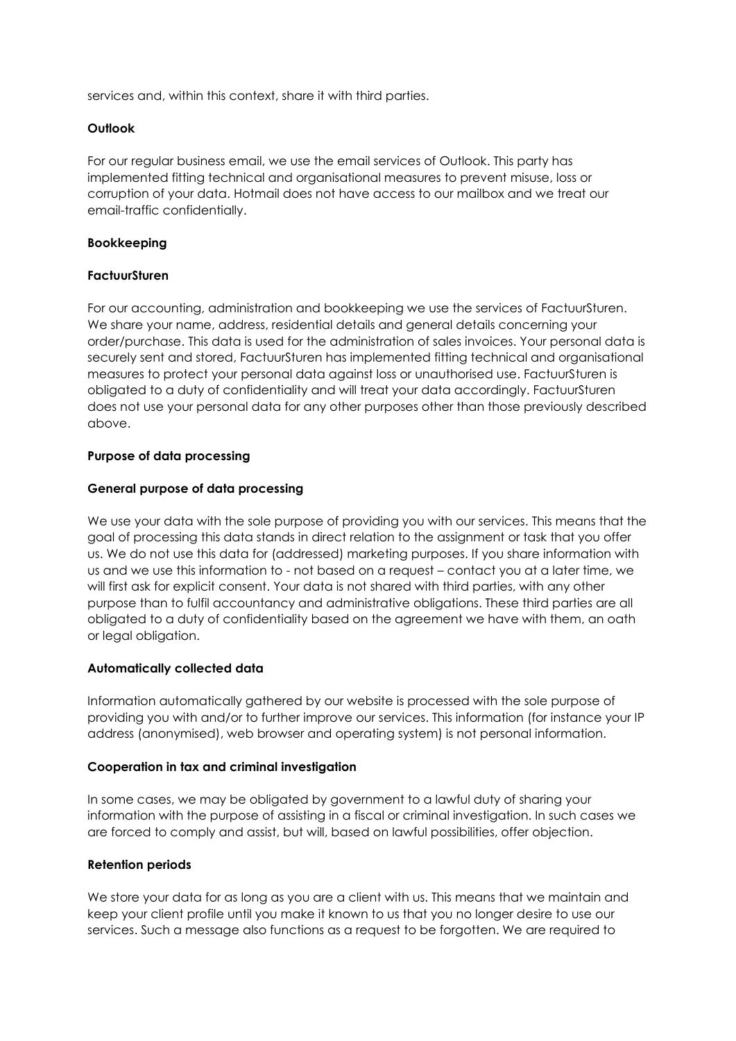services and, within this context, share it with third parties.

**Outlook**

For our regular business email, we use the email services of Outlook. This party has implemented fitting technical and organisational measures to prevent misuse, loss or corruption of your data. Hotmail does not have access to our mailbox and we treat our email-traffic confidentially.

**Bookkeeping**

**FactuurSturen**

For our accounting, administration and bookkeeping we use the services of FactuurSturen. We share your name, address, residential details and general details concerning your order/purchase. This data is used for the administration of sales invoices. Your personal data is securely sent and stored, FactuurSturen has implemented fitting technical and organisational measures to protect your personal data against loss or unauthorised use. FactuurSturen is obligated to a duty of confidentiality and will treat your data accordingly. FactuurSturen does not use your personal data for any other purposes other than those previously described above.

**Purpose of data processing**

**General purpose of data processing**

We use your data with the sole purpose of providing you with our services. This means that the goal of processing this data stands in direct relation to the assignment or task that you offer us. We do not use this data for (addressed) marketing purposes. If you share information with us and we use this information to - not based on a request – contact you at a later time, we will first ask for explicit consent. Your data is not shared with third parties, with any other purpose than to fulfil accountancy and administrative obligations. These third parties are all obligated to a duty of confidentiality based on the agreement we have with them, an oath or legal obligation.

**Automatically collected data**

Information automatically gathered by our website is processed with the sole purpose of providing you with and/or to further improve our services. This information (for instance your IP address (anonymised), web browser and operating system) is not personal information.

**Cooperation in tax and criminal investigation**

In some cases, we may be obligated by government to a lawful duty of sharing your information with the purpose of assisting in a fiscal or criminal investigation. In such cases we are forced to comply and assist, but will, based on lawful possibilities, offer objection.

**Retention periods**

We store your data for as long as you are a client with us. This means that we maintain and keep your client profile until you make it known to us that you no longer desire to use our services. Such a message also functions as a request to be forgotten. We are required to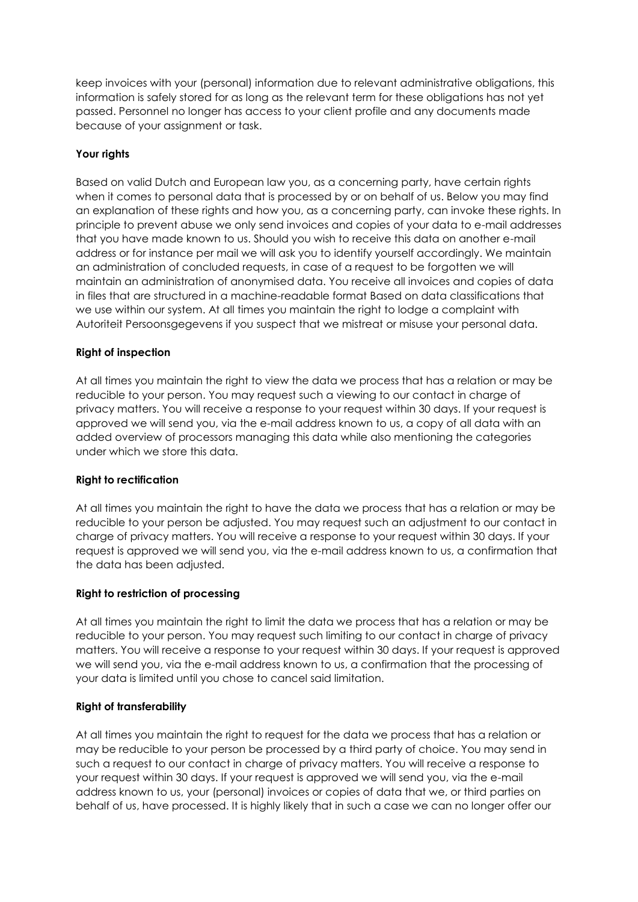keep invoices with your (personal) information due to relevant administrative obligations, this information is safely stored for as long as the relevant term for these obligations has not yet passed. Personnel no longer has access to your client profile and any documents made because of your assignment or task.

**Your rights**

Based on valid Dutch and European law you, as a concerning party, have certain rights when it comes to personal data that is processed by or on behalf of us. Below you may find an explanation of these rights and how you, as a concerning party, can invoke these rights. In principle to prevent abuse we only send invoices and copies of your data to e-mail addresses that you have made known to us. Should you wish to receive this data on another e-mail address or for instance per mail we will ask you to identify yourself accordingly. We maintain an administration of concluded requests, in case of a request to be forgotten we will maintain an administration of anonymised data. You receive all invoices and copies of data in files that are structured in a machine-readable format Based on data classifications that we use within our system. At all times you maintain the right to lodge a complaint with Autoriteit Persoonsgegevens if you suspect that we mistreat or misuse your personal data.

**Right of inspection**

At all times you maintain the right to view the data we process that has a relation or may be reducible to your person. You may request such a viewing to our contact in charge of privacy matters. You will receive a response to your request within 30 days. If your request is approved we will send you, via the e-mail address known to us, a copy of all data with an added overview of processors managing this data while also mentioning the categories under which we store this data.

**Right to rectification**

At all times you maintain the right to have the data we process that has a relation or may be reducible to your person be adjusted. You may request such an adjustment to our contact in charge of privacy matters. You will receive a response to your request within 30 days. If your request is approved we will send you, via the e-mail address known to us, a confirmation that the data has been adjusted.

**Right to restriction of processing**

At all times you maintain the right to limit the data we process that has a relation or may be reducible to your person. You may request such limiting to our contact in charge of privacy matters. You will receive a response to your request within 30 days. If your request is approved we will send you, via the e-mail address known to us, a confirmation that the processing of your data is limited until you chose to cancel said limitation.

**Right of transferability**

At all times you maintain the right to request for the data we process that has a relation or may be reducible to your person be processed by a third party of choice. You may send in such a request to our contact in charge of privacy matters. You will receive a response to your request within 30 days. If your request is approved we will send you, via the e-mail address known to us, your (personal) invoices or copies of data that we, or third parties on behalf of us, have processed. It is highly likely that in such a case we can no longer offer our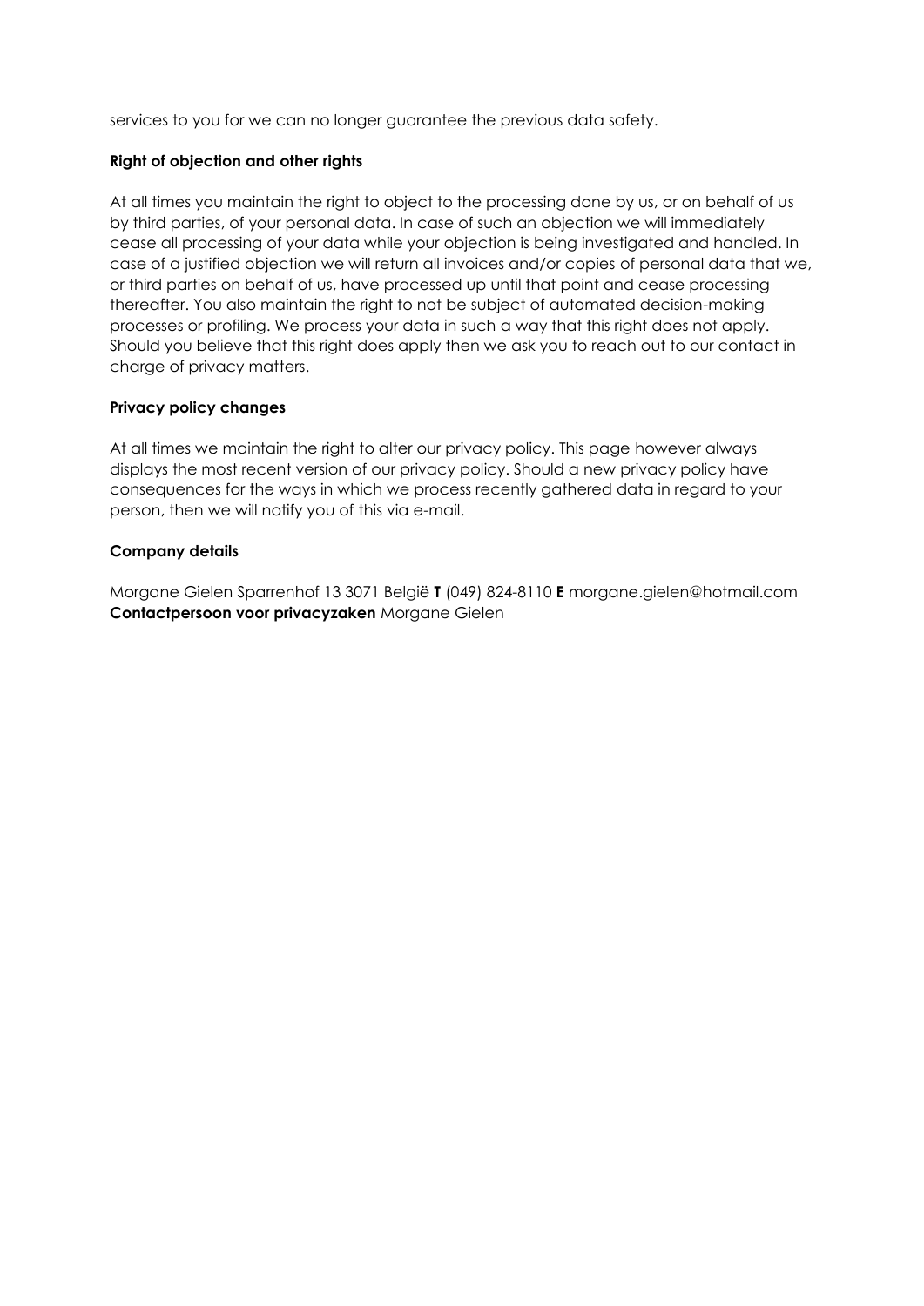services to you for we can no longer guarantee the previous data safety.

**Right of objection and other rights**

At all times you maintain the right to object to the processing done by us, or on behalf of us by third parties, of your personal data. In case of such an objection we will immediately cease all processing of your data while your objection is being investigated and handled. In case of a justified objection we will return all invoices and/or copies of personal data that we, or third parties on behalf of us, have processed up until that point and cease processing thereafter. You also maintain the right to not be subject of automated decision-making processes or profiling. We process your data in such a way that this right does not apply. Should you believe that this right does apply then we ask you to reach out to our contact in charge of privacy matters.

**Privacy policy changes**

At all times we maintain the right to alter our privacy policy. This page however always displays the most recent version of our privacy policy. Should a new privacy policy have consequences for the ways in which we process recently gathered data in regard to your person, then we will notify you of this via e-mail.

**Company details**

Morgane Gielen Sparrenhof 13 3071 België **T** (049) 824-8110 **E** morgane.gielen@hotmail.com **Contactpersoon voor privacyzaken** Morgane Gielen